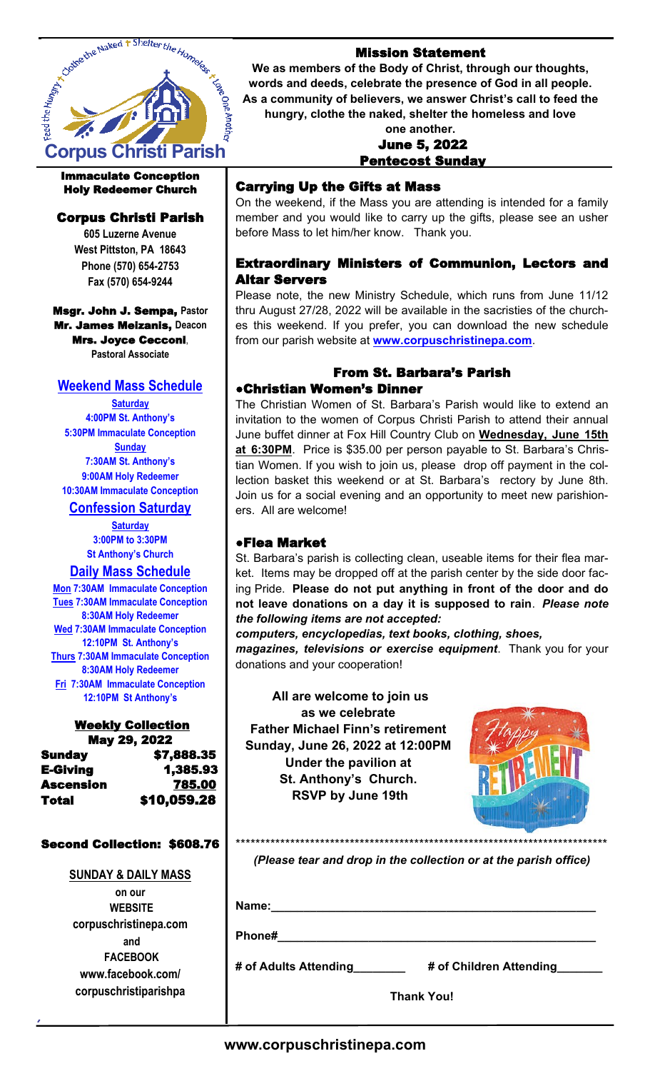**Corpus Christi Parish**

Feed the Hungry + Clothe the Naked + Shelter the Homeless + Love One Another

**Immaculate Conception**
**Holy Redeemer Church**

## Corpus Christi Parish

**605 Luzerne Avenue**
**West Pittston, PA 18643**
**Phone (570) 654-2753**
**Fax (570) 654-9244**

**Msgr. John J. Sempa,** Pastor
**Mr. James Meizanis,** Deacon
**Mrs. Joyce Cecconi**, Pastoral Associate

### Weekend Mass Schedule

**Saturday**
4:00PM St. Anthony's
5:30PM Immaculate Conception

**Sunday**
7:30AM St. Anthony's
9:00AM Holy Redeemer
10:30AM Immaculate Conception

### Confession Saturday

**Saturday**
3:00PM to 3:30PM
St Anthony's Church

### Daily Mass Schedule

**Mon** 7:30AM Immaculate Conception
**Tues** 7:30AM Immaculate Conception
8:30AM Holy Redeemer
**Wed** 7:30AM Immaculate Conception
12:10PM St. Anthony's
**Thurs** 7:30AM Immaculate Conception
8:30AM Holy Redeemer
**Fri** 7:30AM Immaculate Conception
12:10PM St Anthony's

### Weekly Collection

**May 29, 2022**

| | |
|---|---|
| Sunday | $7,888.35 |
| E-Giving | 1,385.93 |
| Ascension | 785.00 |
| Total | $10,059.28 |

**Second Collection: $608.76**

**SUNDAY & DAILY MASS**
on our
WEBSITE
corpuschristinepa.com
and
FACEBOOK
www.facebook.com/corpuschristiparishpa

## Mission Statement

**We as members of the Body of Christ, through our thoughts, words and deeds, celebrate the presence of God in all people. As a community of believers, we answer Christ's call to feed the hungry, clothe the naked, shelter the homeless and love one another.**

**June 5, 2022**
**Pentecost Sunday**

### Carrying Up the Gifts at Mass

On the weekend, if the Mass you are attending is intended for a family member and you would like to carry up the gifts, please see an usher before Mass to let him/her know. Thank you.

### Extraordinary Ministers of Communion, Lectors and Altar Servers

Please note, the new Ministry Schedule, which runs from June 11/12 thru August 27/28, 2022 will be available in the sacristies of the churches this weekend. If you prefer, you can download the new schedule from our parish website at **www.corpuschristinepa.com**.

### From St. Barbara's Parish

**●Christian Women's Dinner**

The Christian Women of St. Barbara's Parish would like to extend an invitation to the women of Corpus Christi Parish to attend their annual June buffet dinner at Fox Hill Country Club on **Wednesday, June 15th at 6:30PM**. Price is $35.00 per person payable to St. Barbara's Christian Women. If you wish to join us, please drop off payment in the collection basket this weekend or at St. Barbara's rectory by June 8th. Join us for a social evening and an opportunity to meet new parishioners. All are welcome!

**●Flea Market**

St. Barbara's parish is collecting clean, useable items for their flea market. Items may be dropped off at the parish center by the side door facing Pride. **Please do not put anything in front of the door and do not leave donations on a day it is supposed to rain**. ***Please note the following items are not accepted:***
***computers, encyclopedias, text books, clothing, shoes, magazines, televisions or exercise equipment***. Thank you for your donations and your cooperation!

**All are welcome to join us as we celebrate Father Michael Finn's retirement Sunday, June 26, 2022 at 12:00PM Under the pavilion at St. Anthony's Church. RSVP by June 19th**

***************************************************************************

*(Please tear and drop in the collection or at the parish office)*

**Name:**_______________________________________________

**Phone#**_______________________________________________

**# of Adults Attending**________ **# of Children Attending**_______

**Thank You!**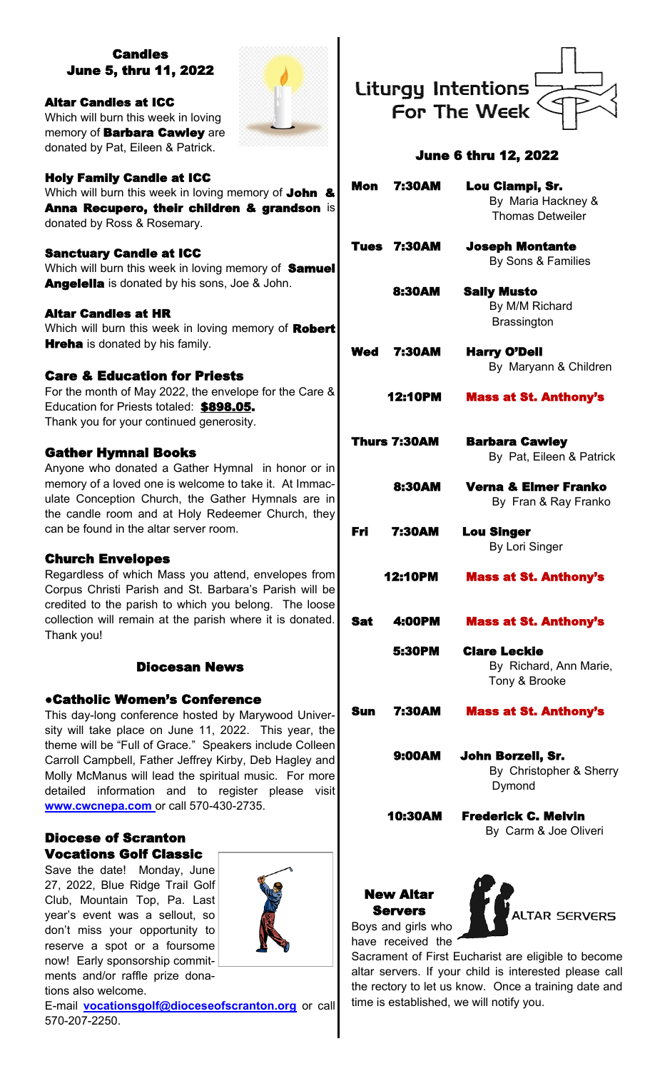## Candles
## June 5, thru 11, 2022

### Altar Candles at ICC
Which will burn this week in loving memory of **Barbara Cawley** are donated by Pat, Eileen & Patrick.

### Holy Family Candle at ICC
Which will burn this week in loving memory of **John & Anna Recupero, their children & grandson** is donated by Ross & Rosemary.

### Sanctuary Candle at ICC
Which will burn this week in loving memory of **Samuel Angelella** is donated by his sons, Joe & John.

### Altar Candles at HR
Which will burn this week in loving memory of **Robert Hreha** is donated by his family.

### Care & Education for Priests
For the month of May 2022, the envelope for the Care & Education for Priests totaled: **$898.05.**
Thank you for your continued generosity.

### Gather Hymnal Books
Anyone who donated a Gather Hymnal in honor or in memory of a loved one is welcome to take it. At Immaculate Conception Church, the Gather Hymnals are in the candle room and at Holy Redeemer Church, they can be found in the altar server room.

### Church Envelopes
Regardless of which Mass you attend, envelopes from Corpus Christi Parish and St. Barbara's Parish will be credited to the parish to which you belong. The loose collection will remain at the parish where it is donated. Thank you!

## Diocesan News

### •Catholic Women's Conference
This day-long conference hosted by Marywood University will take place on June 11, 2022. This year, the theme will be "Full of Grace." Speakers include Colleen Carroll Campbell, Father Jeffrey Kirby, Deb Hagley and Molly McManus will lead the spiritual music. For more detailed information and to register please visit **www.cwcnepa.com** or call 570-430-2735.

### Diocese of Scranton Vocations Golf Classic
Save the date! Monday, June 27, 2022, Blue Ridge Trail Golf Club, Mountain Top, Pa. Last year's event was a sellout, so don't miss your opportunity to reserve a spot or a foursome now! Early sponsorship commitments and/or raffle prize donations also welcome.
E-mail **vocationsgolf@dioceseofscranton.org** or call 570-207-2250.

## Liturgy Intentions For The Week

### June 6 thru 12, 2022

| | | |
|---|---|---|
| **Mon** | **7:30AM** | **Lou Ciampi, Sr.** By Maria Hackney & Thomas Detweiler |
| **Tues** | **7:30AM** | **Joseph Montante** By Sons & Families |
| | **8:30AM** | **Sally Musto** By M/M Richard Brassington |
| **Wed** | **7:30AM** | **Harry O'Dell** By Maryann & Children |
| | **12:10PM** | **Mass at St. Anthony's** |
| **Thurs** | **7:30AM** | **Barbara Cawley** By Pat, Eileen & Patrick |
| | **8:30AM** | **Verna & Elmer Franko** By Fran & Ray Franko |
| **Fri** | **7:30AM** | **Lou Singer** By Lori Singer |
| | **12:10PM** | **Mass at St. Anthony's** |
| **Sat** | **4:00PM** | **Mass at St. Anthony's** |
| | **5:30PM** | **Clare Leckie** By Richard, Ann Marie, Tony & Brooke |
| **Sun** | **7:30AM** | **Mass at St. Anthony's** |
| | **9:00AM** | **John Borzell, Sr.** By Christopher & Sherry Dymond |
| | **10:30AM** | **Frederick C. Melvin** By Carm & Joe Oliveri |

### New Altar Servers
ALTAR SERVERS

Boys and girls who have received the Sacrament of First Eucharist are eligible to become altar servers. If your child is interested please call the rectory to let us know. Once a training date and time is established, we will notify you.